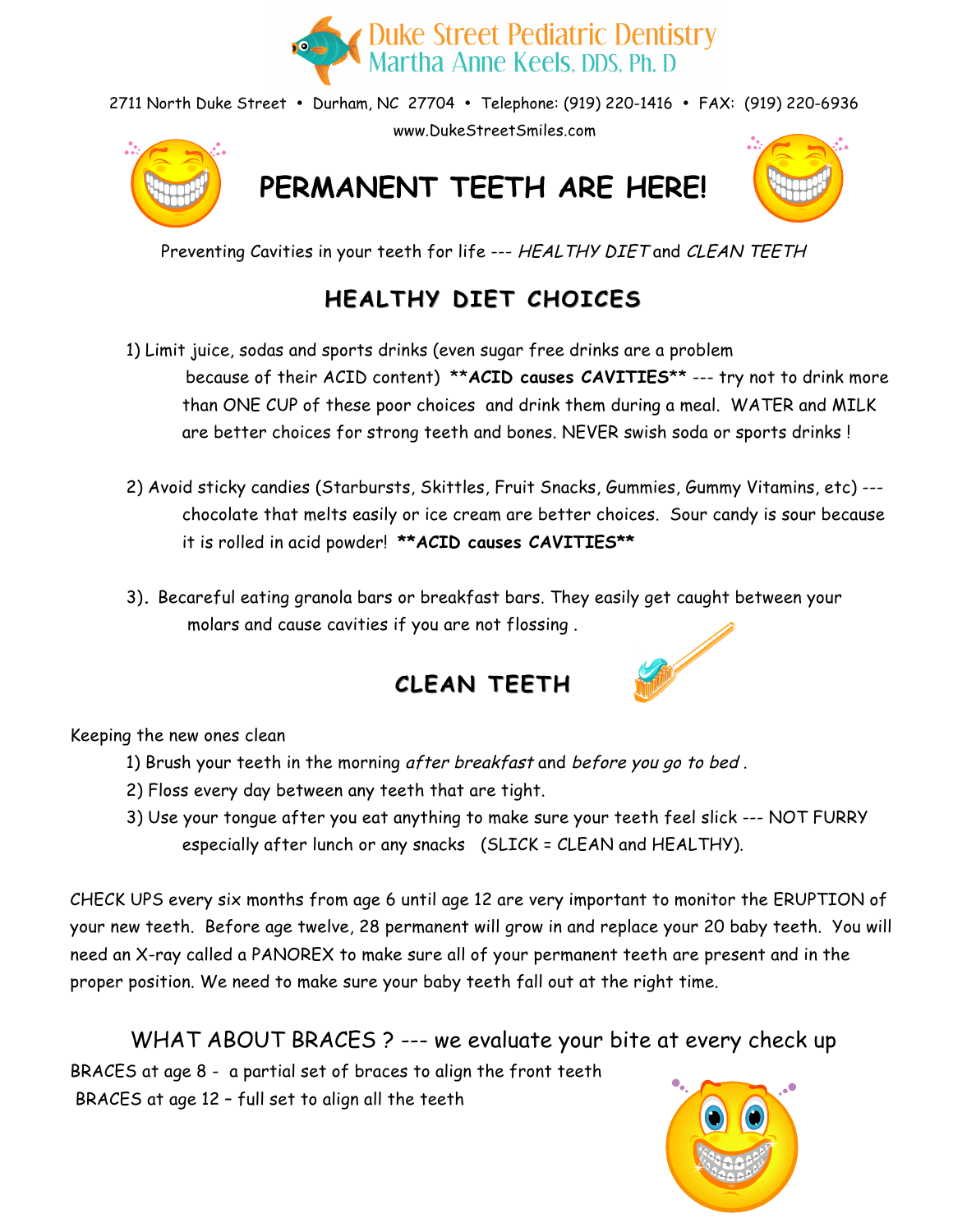# Duke Street Pediatric Dentistry
## Martha Anne Keels, DDS, Ph. D

2711 North Duke Street • Durham, NC 27704 • Telephone: (919) 220-1416 • FAX: (919) 220-6936

www.DukeStreetSmiles.com

# PERMANENT TEETH ARE HERE!

Preventing Cavities in your teeth for life --- *HEALTHY DIET* and *CLEAN TEETH*

## HEALTHY DIET CHOICES

1) Limit juice, sodas and sports drinks (even sugar free drinks are a problem because of their ACID content) **ACID causes CAVITIES** --- try not to drink more than ONE CUP of these poor choices and drink them during a meal. WATER and MILK are better choices for strong teeth and bones. NEVER swish soda or sports drinks !

2) Avoid sticky candies (Starbursts, Skittles, Fruit Snacks, Gummies, Gummy Vitamins, etc) --- chocolate that melts easily or ice cream are better choices. Sour candy is sour because it is rolled in acid powder! ****ACID causes CAVITIES****

3). Becareful eating granola bars or breakfast bars. They easily get caught between your molars and cause cavities if you are not flossing .

## CLEAN TEETH

Keeping the new ones clean

1) Brush your teeth in the morning *after breakfast* and *before you go to bed* .
2) Floss every day between any teeth that are tight.
3) Use your tongue after you eat anything to make sure your teeth feel slick --- NOT FURRY especially after lunch or any snacks (SLICK = CLEAN and HEALTHY).

CHECK UPS every six months from age 6 until age 12 are very important to monitor the ERUPTION of your new teeth. Before age twelve, 28 permanent will grow in and replace your 20 baby teeth. You will need an X-ray called a PANOREX to make sure all of your permanent teeth are present and in the proper position. We need to make sure your baby teeth fall out at the right time.

### WHAT ABOUT BRACES ? --- we evaluate your bite at every check up

BRACES at age 8 - a partial set of braces to align the front teeth

BRACES at age 12 – full set to align all the teeth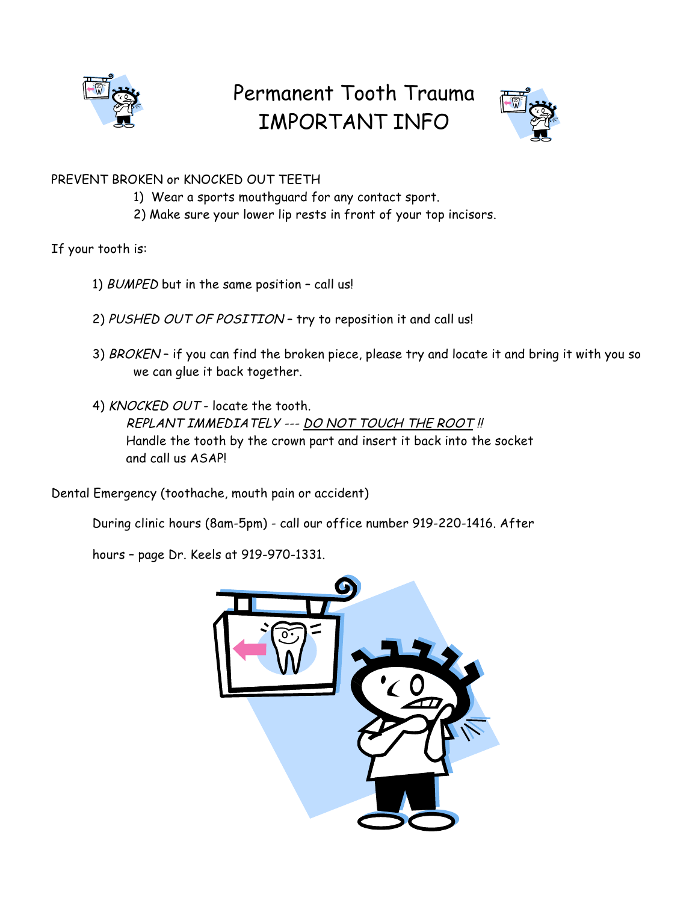# Permanent Tooth Trauma IMPORTANT INFO

PREVENT BROKEN or KNOCKED OUT TEETH

1) Wear a sports mouthguard for any contact sport.
2) Make sure your lower lip rests in front of your top incisors.

If your tooth is:

1) *BUMPED* but in the same position – call us!

2) *PUSHED OUT OF POSITION* – try to reposition it and call us!

3) *BROKEN* – if you can find the broken piece, please try and locate it and bring it with you so we can glue it back together.

4) *KNOCKED OUT* - locate the tooth.
   *REPLANT IMMEDIATELY* --- *DO NOT TOUCH THE ROOT* !!
   Handle the tooth by the crown part and insert it back into the socket and call us ASAP!

Dental Emergency (toothache, mouth pain or accident)

During clinic hours (8am-5pm) - call our office number 919-220-1416. After hours – page Dr. Keels at 919-970-1331.